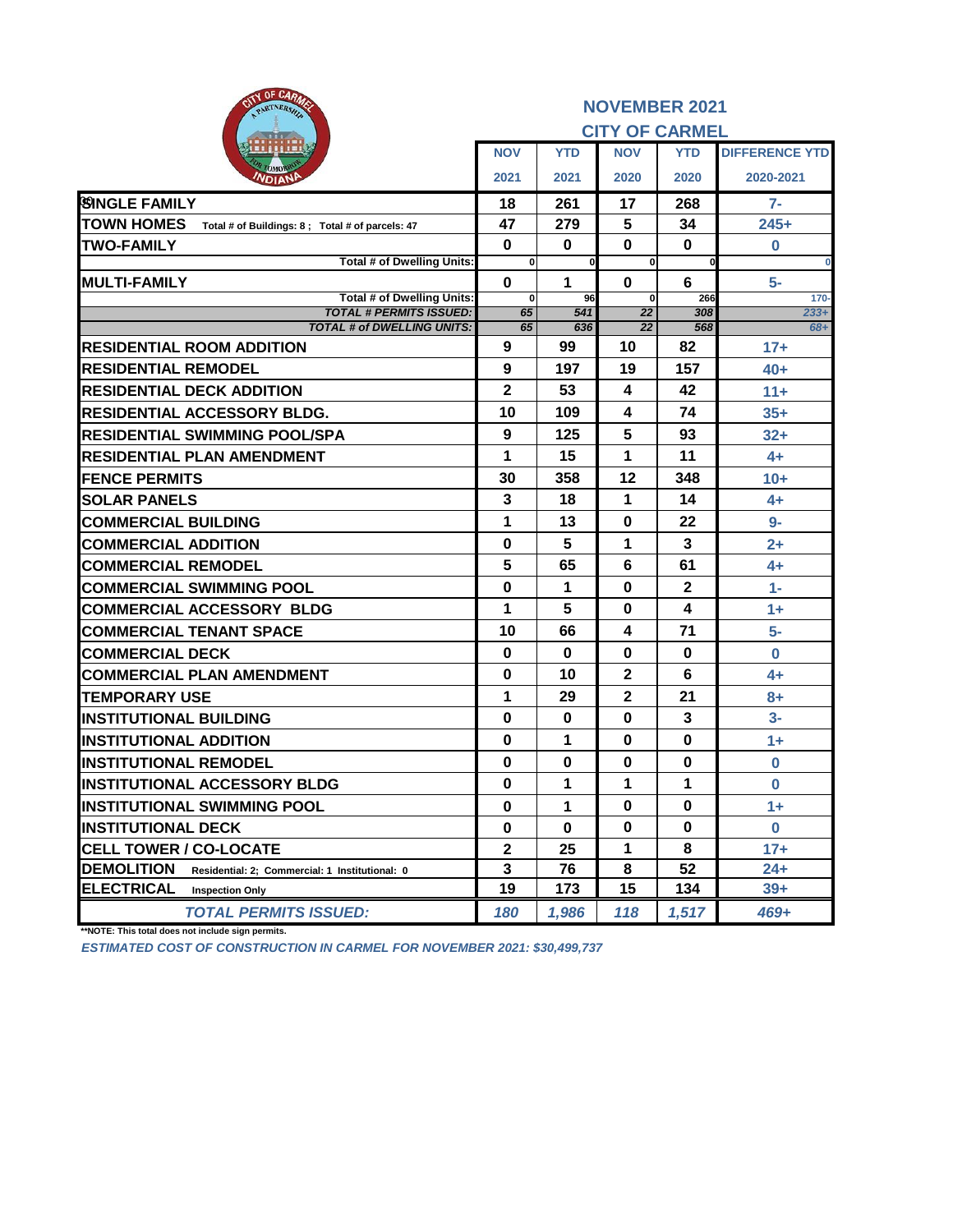## NOVEMBER 2021
## CITY OF CARMEL

| | NOV 2021 | YTD 2021 | NOV 2020 | YTD 2020 | DIFFERENCE YTD 2020-2021 |
|---|---|---|---|---|---|
| **SINGLE FAMILY** | 18 | 261 | 17 | 268 | 7- |
| **TOWN HOMES** Total # of Buildings: 8 ; Total # of parcels: 47 | 47 | 279 | 5 | 34 | 245+ |
| **TWO-FAMILY** | 0 | 0 | 0 | 0 | 0 |
| Total # of Dwelling Units: | 0 | 0 | 0 | 0 | 0 |
| **MULTI-FAMILY** | 0 | 1 | 0 | 6 | 5- |
| Total # of Dwelling Units: | 0 | 96 | 0 | 266 | 170- |
| *TOTAL # PERMITS ISSUED:* | 65 | 541 | 22 | 308 | 233+ |
| *TOTAL # of DWELLING UNITS:* | 65 | 636 | 22 | 568 | 68+ |
| **RESIDENTIAL ROOM ADDITION** | 9 | 99 | 10 | 82 | 17+ |
| **RESIDENTIAL REMODEL** | 9 | 197 | 19 | 157 | 40+ |
| **RESIDENTIAL DECK ADDITION** | 2 | 53 | 4 | 42 | 11+ |
| **RESIDENTIAL ACCESSORY BLDG.** | 10 | 109 | 4 | 74 | 35+ |
| **RESIDENTIAL SWIMMING POOL/SPA** | 9 | 125 | 5 | 93 | 32+ |
| **RESIDENTIAL PLAN AMENDMENT** | 1 | 15 | 1 | 11 | 4+ |
| **FENCE PERMITS** | 30 | 358 | 12 | 348 | 10+ |
| **SOLAR PANELS** | 3 | 18 | 1 | 14 | 4+ |
| **COMMERCIAL BUILDING** | 1 | 13 | 0 | 22 | 9- |
| **COMMERCIAL ADDITION** | 0 | 5 | 1 | 3 | 2+ |
| **COMMERCIAL REMODEL** | 5 | 65 | 6 | 61 | 4+ |
| **COMMERCIAL SWIMMING POOL** | 0 | 1 | 0 | 2 | 1- |
| **COMMERCIAL ACCESSORY BLDG** | 1 | 5 | 0 | 4 | 1+ |
| **COMMERCIAL TENANT SPACE** | 10 | 66 | 4 | 71 | 5- |
| **COMMERCIAL DECK** | 0 | 0 | 0 | 0 | 0 |
| **COMMERCIAL PLAN AMENDMENT** | 0 | 10 | 2 | 6 | 4+ |
| **TEMPORARY USE** | 1 | 29 | 2 | 21 | 8+ |
| **INSTITUTIONAL BUILDING** | 0 | 0 | 0 | 3 | 3- |
| **INSTITUTIONAL ADDITION** | 0 | 1 | 0 | 0 | 1+ |
| **INSTITUTIONAL REMODEL** | 0 | 0 | 0 | 0 | 0 |
| **INSTITUTIONAL ACCESSORY BLDG** | 0 | 1 | 1 | 1 | 0 |
| **INSTITUTIONAL SWIMMING POOL** | 0 | 1 | 0 | 0 | 1+ |
| **INSTITUTIONAL DECK** | 0 | 0 | 0 | 0 | 0 |
| **CELL TOWER / CO-LOCATE** | 2 | 25 | 1 | 8 | 17+ |
| **DEMOLITION** Residential: 2; Commercial: 1 Institutional: 0 | 3 | 76 | 8 | 52 | 24+ |
| **ELECTRICAL** Inspection Only | 19 | 173 | 15 | 134 | 39+ |
| *TOTAL PERMITS ISSUED:* | 180 | 1,986 | 118 | 1,517 | 469+ |

**NOTE: This total does not include sign permits.

*ESTIMATED COST OF CONSTRUCTION IN CARMEL FOR NOVEMBER 2021: $30,499,737*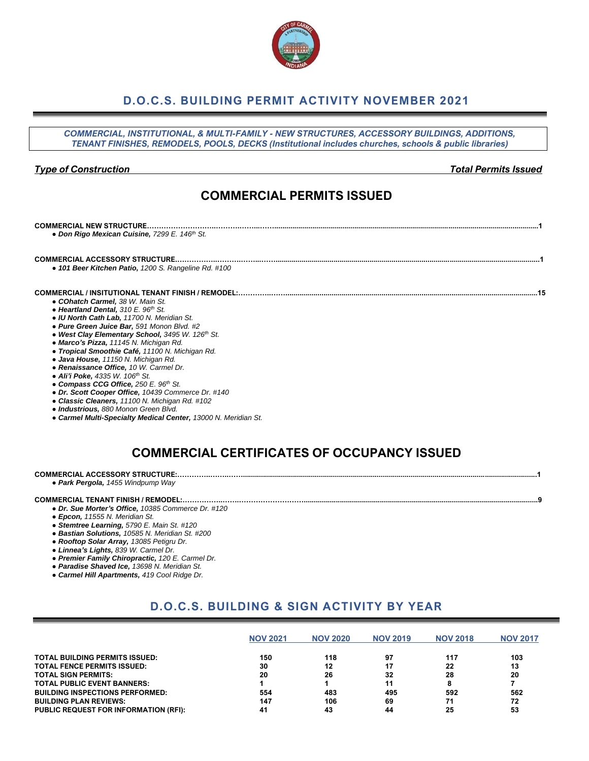# D.O.C.S. BUILDING PERMIT ACTIVITY NOVEMBER 2021

***COMMERCIAL, INSTITUTIONAL, & MULTI-FAMILY - NEW STRUCTURES, ACCESSORY BUILDINGS, ADDITIONS, TENANT FINISHES, REMODELS, POOLS, DECKS (Institutional includes churches, schools & public libraries)***

***Type of Construction*** — ***Total Permits Issued***

## COMMERCIAL PERMITS ISSUED

**COMMERCIAL NEW STRUCTURE……………………………………………………………………………………1**

- ***Don Rigo Mexican Cuisine,*** *7299 E. 146th St.*

**COMMERCIAL ACCESSORY STRUCTURE……………………………………………………………………………1**

- ***101 Beer Kitchen Patio,*** *1200 S. Rangeline Rd. #100*

**COMMERCIAL / INSITUTIONAL TENANT FINISH / REMODEL:……………………………………………………15**

- ***COhatch Carmel,*** *38 W. Main St.*
- ***Heartland Dental,*** *310 E. 96th St.*
- ***IU North Cath Lab,*** *11700 N. Meridian St.*
- ***Pure Green Juice Bar,*** *591 Monon Blvd. #2*
- ***West Clay Elementary School,*** *3495 W. 126th St.*
- ***Marco's Pizza,*** *11145 N. Michigan Rd.*
- ***Tropical Smoothie Café,*** *11100 N. Michigan Rd.*
- ***Java House,*** *11150 N. Michigan Rd.*
- ***Renaissance Office,*** *10 W. Carmel Dr.*
- ***Ali'i Poke,*** *4335 W. 106th St.*
- ***Compass CCG Office,*** *250 E. 96th St.*
- ***Dr. Scott Cooper Office,*** *10439 Commerce Dr. #140*
- ***Classic Cleaners,*** *11100 N. Michigan Rd. #102*
- ***Industrious,*** *880 Monon Green Blvd.*
- ***Carmel Multi-Specialty Medical Center,*** *13000 N. Meridian St.*

## COMMERCIAL CERTIFICATES OF OCCUPANCY ISSUED

**COMMERCIAL ACCESSORY STRUCTURE:……………………………………………………………………………1**

- ***Park Pergola,*** *1455 Windpump Way*

**COMMERCIAL TENANT FINISH / REMODEL:………………………………………………………………………9**

- ***Dr. Sue Morter's Office,*** *10385 Commerce Dr. #120*
- ***Epcon,*** *11555 N. Meridian St.*
- ***Stemtree Learning,*** *5790 E. Main St. #120*
- ***Bastian Solutions,*** *10585 N. Meridian St. #200*
- ***Rooftop Solar Array,*** *13085 Petigru Dr.*
- ***Linnea's Lights,*** *839 W. Carmel Dr.*
- ***Premier Family Chiropractic,*** *120 E. Carmel Dr.*
- ***Paradise Shaved Ice,*** *13698 N. Meridian St.*
- ***Carmel Hill Apartments,*** *419 Cool Ridge Dr.*

## D.O.C.S. BUILDING & SIGN ACTIVITY BY YEAR

| | NOV 2021 | NOV 2020 | NOV 2019 | NOV 2018 | NOV 2017 |
|---|---|---|---|---|---|
| **TOTAL BUILDING PERMITS ISSUED:** | 150 | 118 | 97 | 117 | 103 |
| **TOTAL FENCE PERMITS ISSUED:** | 30 | 12 | 17 | 22 | 13 |
| **TOTAL SIGN PERMITS:** | 20 | 26 | 32 | 28 | 20 |
| **TOTAL PUBLIC EVENT BANNERS:** | 1 | 1 | 11 | 8 | 7 |
| **BUILDING INSPECTIONS PERFORMED:** | 554 | 483 | 495 | 592 | 562 |
| **BUILDING PLAN REVIEWS:** | 147 | 106 | 69 | 71 | 72 |
| **PUBLIC REQUEST FOR INFORMATION (RFI):** | 41 | 43 | 44 | 25 | 53 |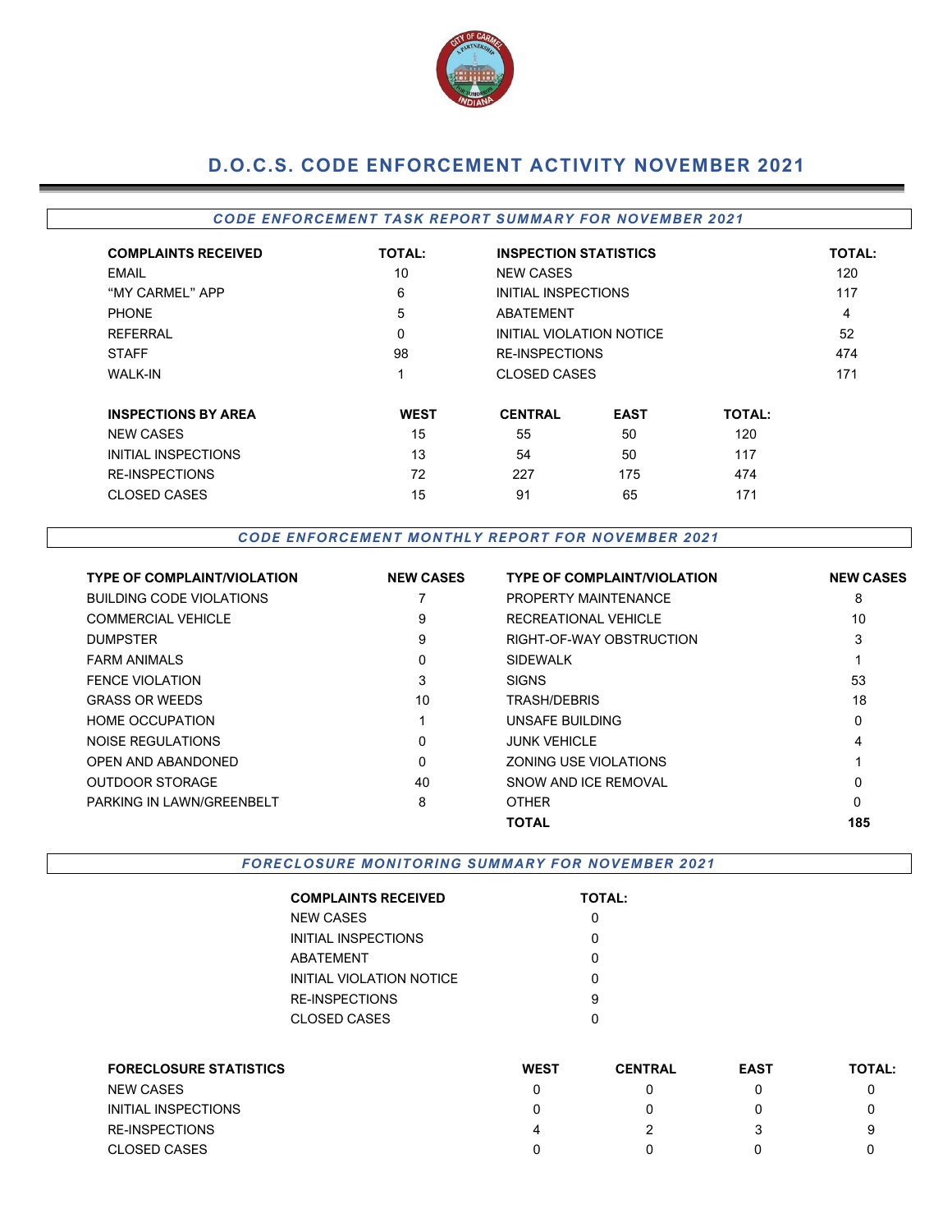# D.O.C.S. CODE ENFORCEMENT ACTIVITY NOVEMBER 2021

## *CODE ENFORCEMENT TASK REPORT SUMMARY FOR NOVEMBER 2021*

| COMPLAINTS RECEIVED | TOTAL: | INSPECTION STATISTICS | TOTAL: |
|---|---|---|---|
| EMAIL | 10 | NEW CASES | 120 |
| "MY CARMEL" APP | 6 | INITIAL INSPECTIONS | 117 |
| PHONE | 5 | ABATEMENT | 4 |
| REFERRAL | 0 | INITIAL VIOLATION NOTICE | 52 |
| STAFF | 98 | RE-INSPECTIONS | 474 |
| WALK-IN | 1 | CLOSED CASES | 171 |

| INSPECTIONS BY AREA | WEST | CENTRAL | EAST | TOTAL: |
|---|---|---|---|---|
| NEW CASES | 15 | 55 | 50 | 120 |
| INITIAL INSPECTIONS | 13 | 54 | 50 | 117 |
| RE-INSPECTIONS | 72 | 227 | 175 | 474 |
| CLOSED CASES | 15 | 91 | 65 | 171 |

## *CODE ENFORCEMENT MONTHLY REPORT FOR NOVEMBER 2021*

| TYPE OF COMPLAINT/VIOLATION | NEW CASES | TYPE OF COMPLAINT/VIOLATION | NEW CASES |
|---|---|---|---|
| BUILDING CODE VIOLATIONS | 7 | PROPERTY MAINTENANCE | 8 |
| COMMERCIAL VEHICLE | 9 | RECREATIONAL VEHICLE | 10 |
| DUMPSTER | 9 | RIGHT-OF-WAY OBSTRUCTION | 3 |
| FARM ANIMALS | 0 | SIDEWALK | 1 |
| FENCE VIOLATION | 3 | SIGNS | 53 |
| GRASS OR WEEDS | 10 | TRASH/DEBRIS | 18 |
| HOME OCCUPATION | 1 | UNSAFE BUILDING | 0 |
| NOISE REGULATIONS | 0 | JUNK VEHICLE | 4 |
| OPEN AND ABANDONED | 0 | ZONING USE VIOLATIONS | 1 |
| OUTDOOR STORAGE | 40 | SNOW AND ICE REMOVAL | 0 |
| PARKING IN LAWN/GREENBELT | 8 | OTHER | 0 |
| | | **TOTAL** | **185** |

## *FORECLOSURE MONITORING SUMMARY FOR NOVEMBER 2021*

| COMPLAINTS RECEIVED | TOTAL: |
|---|---|
| NEW CASES | 0 |
| INITIAL INSPECTIONS | 0 |
| ABATEMENT | 0 |
| INITIAL VIOLATION NOTICE | 0 |
| RE-INSPECTIONS | 9 |
| CLOSED CASES | 0 |

| FORECLOSURE STATISTICS | WEST | CENTRAL | EAST | TOTAL: |
|---|---|---|---|---|
| NEW CASES | 0 | 0 | 0 | 0 |
| INITIAL INSPECTIONS | 0 | 0 | 0 | 0 |
| RE-INSPECTIONS | 4 | 2 | 3 | 9 |
| CLOSED CASES | 0 | 0 | 0 | 0 |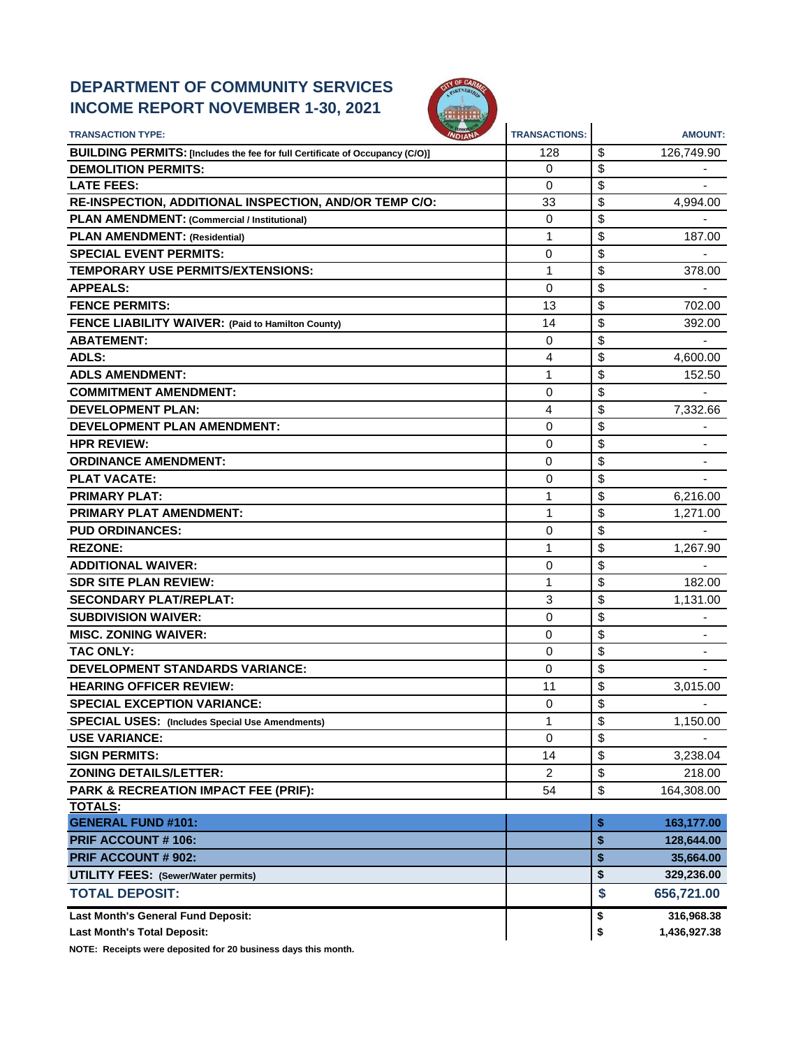# DEPARTMENT OF COMMUNITY SERVICES
# INCOME REPORT NOVEMBER 1-30, 2021

| TRANSACTION TYPE: | TRANSACTIONS: | AMOUNT: |
|---|---|---|
| **BUILDING PERMITS: [Includes the fee for full Certificate of Occupancy (C/O)]** | 128 | $ 126,749.90 |
| **DEMOLITION PERMITS:** | 0 | $ - |
| **LATE FEES:** | 0 | $ - |
| **RE-INSPECTION, ADDITIONAL INSPECTION, AND/OR TEMP C/O:** | 33 | $ 4,994.00 |
| **PLAN AMENDMENT: (Commercial / Institutional)** | 0 | $ - |
| **PLAN AMENDMENT: (Residential)** | 1 | $ 187.00 |
| **SPECIAL EVENT PERMITS:** | 0 | $ - |
| **TEMPORARY USE PERMITS/EXTENSIONS:** | 1 | $ 378.00 |
| **APPEALS:** | 0 | $ - |
| **FENCE PERMITS:** | 13 | $ 702.00 |
| **FENCE LIABILITY WAIVER: (Paid to Hamilton County)** | 14 | $ 392.00 |
| **ABATEMENT:** | 0 | $ - |
| **ADLS:** | 4 | $ 4,600.00 |
| **ADLS AMENDMENT:** | 1 | $ 152.50 |
| **COMMITMENT AMENDMENT:** | 0 | $ - |
| **DEVELOPMENT PLAN:** | 4 | $ 7,332.66 |
| **DEVELOPMENT PLAN AMENDMENT:** | 0 | $ - |
| **HPR REVIEW:** | 0 | $ - |
| **ORDINANCE AMENDMENT:** | 0 | $ - |
| **PLAT VACATE:** | 0 | $ - |
| **PRIMARY PLAT:** | 1 | $ 6,216.00 |
| **PRIMARY PLAT AMENDMENT:** | 1 | $ 1,271.00 |
| **PUD ORDINANCES:** | 0 | $ - |
| **REZONE:** | 1 | $ 1,267.90 |
| **ADDITIONAL WAIVER:** | 0 | $ - |
| **SDR SITE PLAN REVIEW:** | 1 | $ 182.00 |
| **SECONDARY PLAT/REPLAT:** | 3 | $ 1,131.00 |
| **SUBDIVISION WAIVER:** | 0 | $ - |
| **MISC. ZONING WAIVER:** | 0 | $ - |
| **TAC ONLY:** | 0 | $ - |
| **DEVELOPMENT STANDARDS VARIANCE:** | 0 | $ - |
| **HEARING OFFICER REVIEW:** | 11 | $ 3,015.00 |
| **SPECIAL EXCEPTION VARIANCE:** | 0 | $ - |
| **SPECIAL USES: (Includes Special Use Amendments)** | 1 | $ 1,150.00 |
| **USE VARIANCE:** | 0 | $ - |
| **SIGN PERMITS:** | 14 | $ 3,238.04 |
| **ZONING DETAILS/LETTER:** | 2 | $ 218.00 |
| **PARK & RECREATION IMPACT FEE (PRIF):** | 54 | $ 164,308.00 |
| **TOTALS:** | | |
| **GENERAL FUND #101:** | | **$ 163,177.00** |
| **PRIF ACCOUNT # 106:** | | **$ 128,644.00** |
| **PRIF ACCOUNT # 902:** | | **$ 35,664.00** |
| **UTILITY FEES: (Sewer/Water permits)** | | **$ 329,236.00** |
| **TOTAL DEPOSIT:** | | **$ 656,721.00** |
| **Last Month's General Fund Deposit:** | | **$ 316,968.38** |
| **Last Month's Total Deposit:** | | **$ 1,436,927.38** |

**NOTE: Receipts were deposited for 20 business days this month.**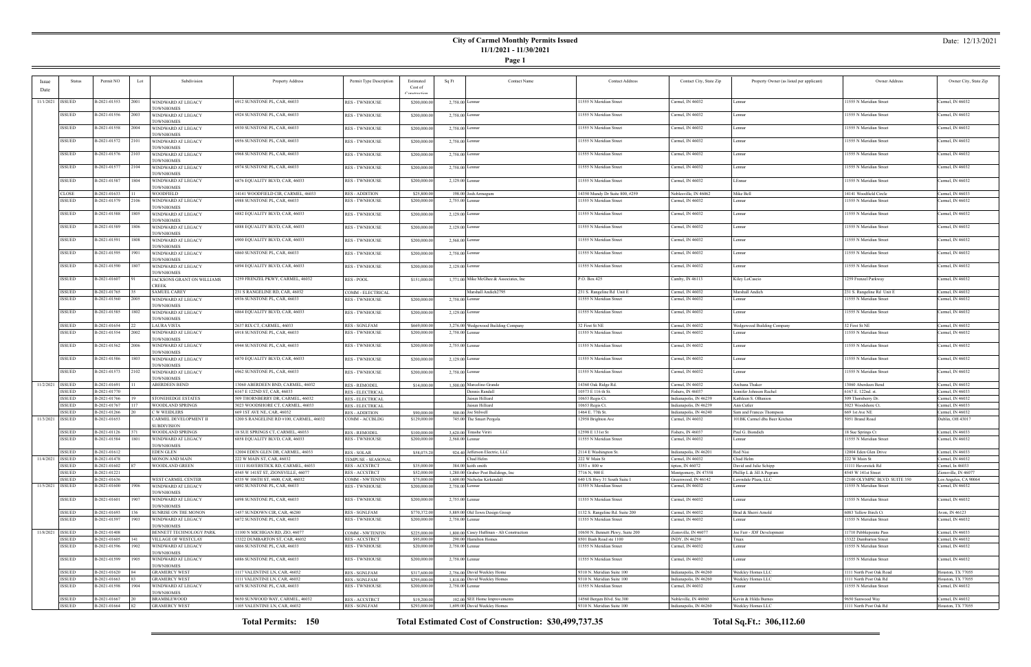# City of Carmel Monthly Permits Issued

## 11/1/2021 - 11/30/2021

Date: 12/13/2021

| Issue Date | Status | Permit NO | Lot | Subdivision | Property Address | Permit Type Description | Estimated Cost of Construction | Sq Ft | Contact Name | Contact Address | Contact City, State Zip | Property Owner (as listed per applicant) | Owner Address | Owner City, State Zip |
|---|---|---|---|---|---|---|---|---|---|---|---|---|---|---|
| 11/1/2021 | ISSUED | B-2021-01553 | 2001 | WINDWARD AT LEGACY TOWNHOMES | 6912 SUNSTONE PL, CAR, 46033 | RES - TWNHOUSE | $200,000.00 | 2,758.00 | Lennar | 11555 N Meridian Street | Carmel, IN 46032 | Lennar | 11555 N Meridian Street | Carmel, IN 46032 |
| | ISSUED | B-2021-01556 | 2003 | WINDWARD AT LEGACY TOWNHOMES | 6924 SUNSTONE PL, CAR, 46033 | RES - TWNHOUSE | $200,000.00 | 2,758.00 | Lennar | 11555 N Meridian Street | Carmel, IN 46032 | Lennar | 11555 N Meridian Street | Carmel, IN 46032 |
| | ISSUED | B-2021-01558 | 2004 | WINDWARD AT LEGACY TOWNHOMES | 6930 SUNSTONE PL, CAR, 46033 | RES - TWNHOUSE | $200,000.00 | 2,758.00 | Lennar | 11555 N Meridian Street | Carmel, IN 46032 | Lennar | 11555 N Meridian Street | Carmel, IN 46032 |
| | ISSUED | B-2021-01572 | 2101 | WINDWARD AT LEGACY TOWNHOMES | 6956 SUNSTONE PL, CAR, 46033 | RES - TWNHOUSE | $200,000.00 | 2,758.00 | Lennar | 11555 N Meridian Street | Carmel, IN 46032 | Lennar | 11555 N Meridian Street | Carmel, IN 46032 |
| | ISSUED | B-2021-01576 | 2103 | WINDWARD AT LEGACY TOWNHOMES | 6968 SUNSTONE PL, CAR, 46033 | RES - TWNHOUSE | $200,000.00 | 2,758.00 | Lennar | 11555 N Meridian Street | Carmel, IN 46032 | Lennar | 11555 N Meridian Street | Carmel, IN 46032 |
| | ISSUED | B-2021-01577 | 2104 | WINDWARD AT LEGACY TOWNHOMES | 6974 SUNSTONE PL, CAR, 46033 | RES - TWNHOUSE | $200,000.00 | 2,758.00 | Lennar | 11555 N Meridian Street | Carmel, IN 46032 | Lennar | 11555 N Meridian Street | Carmel, IN 46032 |
| | ISSUED | B-2021-01587 | 1804 | WINDWARD AT LEGACY TOWNHOMES | 6876 EQUALITY BLVD, CAR, 46033 | RES - TWNHOUSE | $200,000.00 | 2,129.00 | Lennar | 11555 N Meridian Street | Carmel, IN 46032 | LEnnar | 11555 N Meridian Street | Carmel, IN 46032 |
| | CLOSE | B-2021-01633 | 11 | WOODFIELD | 14141 WOODFIELD CIR, CARMEL, 46033 | RES - ADDITION | $25,800.00 | 198.00 | Josh Armogum | 14350 Mundy Dr Suite 800, #259 | Noblesville, IN 46062 | Mike Bell | 14141 Woodfield Circle | Carmel, IN 46033 |
| | ISSUED | B-2021-01579 | 2106 | WINDWARD AT LEGACY TOWNHOMES | 6988 SUNSTONE PL, CAR, 46033 | RES - TWNHOUSE | $200,000.00 | 2,755.00 | Lennar | 11555 N Meridian Street | Carmel, IN 46032 | Lennar | 11555 N Meridian Street | Carmel, IN 46032 |
| | ISSUED | B-2021-01588 | 1805 | WINDWARD AT LEGACY TOWNHOMES | 6882 EQUALITY BLVD, CAR, 46033 | RES - TWNHOUSE | $200,000.00 | 2,129.00 | Lennar | 11555 N Meridian Street | Carmel, IN 46032 | Lennar | 11555 N Meridian Street | Carmel, IN 46032 |
| | ISSUED | B-2021-01589 | 1806 | WINDWARD AT LEGACY TOWNHOMES | 6888 EQUALITY BLVD, CAR, 46033 | RES - TWNHOUSE | $200,000.00 | 2,129.00 | Lennar | 11555 N Meridian Street | Carmel, IN 46032 | Lennar | 11555 N Meridian Street | Carmel, IN 46032 |
| | ISSUED | B-2021-01591 | 1808 | WINDWARD AT LEGACY TOWNHOMES | 6900 EQUALITY BLVD, CAR, 46033 | RES - TWNHOUSE | $200,000.00 | 2,568.00 | Lennar | 11555 N Meridian Street | Carmel, IN 46032 | Lennar | 11555 N Meridian Street | Carmel, IN 46032 |
| | ISSUED | B-2021-01595 | 1901 | WINDWARD AT LEGACY TOWNHOMES | 6860 SUNSTONE PL, CAR, 46033 | RES - TWNHOUSE | $200,000.00 | 2,758.00 | Lennar | 11555 N Meridian Street | Carmel, IN 46032 | Lennar | 11555 N Meridian Street | Carmel, IN 46032 |
| | ISSUED | B-2021-01590 | 1807 | WINDWARD AT LEGACY TOWNHOMES | 6894 EQUALITY BLVD, CAR, 46033 | RES - TWNHOUSE | $200,000.00 | 2,129.00 | Lennar | 11555 N Meridian Street | Carmel, IN 46032 | Lennar | 11555 N Meridian Street | Carmel, IN 46032 |
| | ISSUED | B-2021-01607 | 91 | JACKSONS GRANT ON WILLIAMS CREEK | 1259 FRENZEL PKWY, CARMEL, 46032 | RES - POOL | $151,000.00 | 1,771.00 | Mike McGhee & Associates, Inc | P.O. Box 425 | Camby, IN 46113 | Kiley LoCascio | 1259 Frenzel Parkway | Carmel, IN 46032 |
| | ISSUED | B-2021-01765 | 35 | SAMUEL CAREY | 231 S RANGELINE RD, CAR, 46032 | COMM - ELECTRICAL | | | Marshall Andich2795 | 231 S. Rangeline Rd Unit E | Carmel, IN 46032 | Marshall Andich | 231 S. Rangeline Rd Unit E | Carmel, IN 46032 |
| | ISSUED | B-2021-01560 | 2005 | WINDWARD AT LEGACY TOWNHOMES | 6936 SUNSTONE PL, CAR, 46033 | RES - TWNHOUSE | $200,000.00 | 2,758.00 | Lennar | 11555 N Meridian Street | Carmel, IN 46032 | Lennar | 11555 N Meridian Street | Carmel, IN 46032 |
| | ISSUED | B-2021-01585 | 1802 | WINDWARD AT LEGACY TOWNHOMES | 6864 EQUALITY BLVD, CAR, 46033 | RES - TWNHOUSE | $200,000.00 | 2,129.00 | Lennar | 11555 N Meridian Street | Carmel, IN 46032 | Lennar | 11555 N Meridian Street | Carmel, IN 46032 |
| | ISSUED | B-2021-01654 | 22 | LAURA VISTA | 2637 RIX CT, CARMEL, 46033 | RES - SGNLFAM | $669,000.00 | 3,276.00 | Wedgewood Building Company | 32 First St NE | Carmel, IN 46032 | Wedgewood Building Company | 32 First St NE | Carmel, IN 46032 |
| | ISSUED | B-2021-01554 | 2002 | WINDWARD AT LEGACY TOWNHOMES | 6918 SUNSTONE PL, CAR, 46033 | RES - TWNHOUSE | $200,000.00 | 2,758.00 | Lennar | 11555 N Meridian Street | Carmel, IN 46032 | Lennar | 11555 N Meridian Street | Carmel, IN 46032 |
| | ISSUED | B-2021-01562 | 2006 | WINDWARD AT LEGACY TOWNHOMES | 6944 SUNSTONE PL, CAR, 46033 | RES - TWNHOUSE | $200,000.00 | 2,755.00 | Lennar | 11555 N Meridian Street | Carmel, IN 46032 | Lennar | 11555 N Meridian Street | Carmel, IN 46032 |
| | ISSUED | B-2021-01586 | 1803 | WINDWARD AT LEGACY TOWNHOMES | 6870 EQUALITY BLVD, CAR, 46033 | RES - TWNHOUSE | $200,000.00 | 2,129.00 | Lennar | 11555 N Meridian Street | Carmel, IN 46032 | Lennar | 11555 N Meridian Street | Carmel, IN 46032 |
| | ISSUED | B-2021-01573 | 2102 | WINDWARD AT LEGACY TOWNHOMES | 6962 SUNSTONE PL, CAR, 46033 | RES - TWNHOUSE | $200,000.00 | 2,758.00 | Lennar | 11555 N Meridian Street | Carmel, IN 46032 | Lennar | 11555 N Meridian Street | Carmel, IN 46032 |
| 11/2/2021 | ISSUED | B-2021-01691 | 11 | ABERDEEN BEND | 13060 ABERDEEN BND, CARMEL, 46032 | RES - REMODEL | $14,000.00 | 1,500.00 | Marcelino Grande | 14360 Oak Ridge Rd. | Carmel, IN 46032 | Archana Thaker | 13060 Aberdeen Bend | Carmel, IN 46032 |
| | ISSUED | B-2021-01770 | | | 6167 E 122ND ST, CAR, 46033 | RES - ELECTRICAL | | | Dennis Randall | 10575 E 116 th St. | Fishers, IN 46037 | Jennifer Johnson Rachel | 6167 E. 122nd. st. | Carmel, IN 46033 |
| | ISSUED | B-2021-01766 | 19 | STONEHEDGE ESTATES | 509 THORNBERRY DR, CARMEL, 46032 | RES - ELECTRICAL | | | Jaisun Hilliard | 10653 Regis Ct. | Indianapolis, IN 46239 | Kathleen S. OBanion | 509 Thornberry Dr. | Carmel, IN 46032 |
| | ISSUED | B-2021-01767 | 117 | WOODLAND SPRINGS | 3023 WOODSHORE CT, CARMEL, 46033 | RES - ELECTRICAL | | | Jaisun Hilliard | 10653 Regis Ct. | Indianapolis, IN 46239 | Ann Cutler | 3023 Woodshore Ct. | Carmel, IN 46033 |
| | ISSUED | B-2021-01266 | 20 | C W WEIDLERS | 669 1ST AVE NE, CAR, 46032 | RES - ADDITION | $90,000.00 | 500.00 | Joe Stilwell | 1464 E. 77th St. | Indianapolis, IN 46240 | Sam and Frances Thompson | 669 1st Ave NE | Carmel, IN 46032 |
| 11/3/2021 | ISSUED | B-2021-01653 | | CARMEL DEVELOPMENT II SUBDIVISION | 1200 S RANGELINE RD #100, CARMEL, 46032 | COMM - ACCBLDG | $129,000.00 | 745.00 | The Smart Pergola | 12958 Brighton Ave | Carmel, IN 46032 | 101BK Carmel dba Beer Kitchen | 5051 Brand Road | Dublin, OH 43017 |
| | ISSUED | B-2021-01126 | 371 | WOODLAND SPRINGS | 18 SUE SPRINGS CT, CARMEL, 46033 | RES - REMODEL | $100,000.00 | 3,620.00 | Timothe Viriri | 12598 E 131st St | Fishers, IN 46037 | Paul G. Biendich | 18 Sue Springs Ct | Carmel, IN 46033 |
| | ISSUED | B-2021-01584 | 1801 | WINDWARD AT LEGACY TOWNHOMES | 6858 EQUALITY BLVD, CAR, 46033 | RES - TWNHOUSE | $200,000.00 | 2,568.00 | Lennar | 11555 N Meridian Street | Carmel, IN 46032 | Lennar | 11555 N Meridian Street | Carmel, IN 46032 |
| | ISSUED | B-2021-01612 | | EDEN GLEN | 12004 EDEN GLEN DR, CARMEL, 46033 | RES - SOLAR | $58,075.20 | 924.40 | Jefferson Electric, LLC | 2114 E Washington St. | Indianapolis, IN 46201 | Bod Nisi | 12004 Eden Glen Drive | Carmel, IN 46033 |
| 11/4/2021 | ISSUED | B-2021-01478 | | MONON AND MAIN | 222 W MAIN ST, CAR, 46032 | TEMPUSE - SEASONAL | | | Chad Helm | 222 W Main St | Carmel, IN 46032 | Chad Helm | 222 W Main St | Carmel, IN 46032 |
| | ISSUED | B-2021-01602 | 87 | WOODLAND GREEN | 11111 HAVERSTICK RD, CARMEL, 46033 | RES - ACCSTRCT | $35,000.00 | 384.00 | keith smith | 3353 s 800 w | tipton, IN 46072 | David and Julie Schipp | 11111 Haverstick Rd | Carmel, In 46033 |
| | ISSUED | B-2021-01221 | | | 4545 W 141ST ST, ZIONSVILLE, 46077 | RES - ACCSTRCT | $52,000.00 | 1,280.00 | Graber Post Buildings, Inc | 7716 N, 900 E | Montgomery, IN 47558 | Phillip L & Jill A Pegram | 4545 W 141st Street | Zionsville, IN 46077 |
| | ISSUED | B-2021-01636 | | WEST CARMEL CENTER | 4335 W 106TH ST, #600, CAR, 46032 | COMM - NWTENFIN | $75,000.00 | 1,600.00 | Nicholas Kirkendall | 640 US Hwy 31 South Suite I | Greenwood, IN 46142 | Lawndale Plaza, LLC | 12100 OLYMPIC BLVD. SUITE 350 | Los Angeles, CA 90064 |
| 11/5/2021 | ISSUED | B-2021-01600 | 1906 | WINDWARD AT LEGACY TOWNHOMES | 6892 SUNSTONE PL, CAR, 46033 | RES - TWNHOUSE | $200,000.00 | 2,758.00 | Lennar | 11555 N Meridian Street | Carmel, IN 46032 | Lennar | 11555 N Meridian Street | Carmel, IN 46032 |
| | ISSUED | B-2021-01601 | 1907 | WINDWARD AT LEGACY TOWNHOMES | 6898 SUNSTONE PL, CAR, 46033 | RES - TWNHOUSE | $200,000.00 | 2,755.00 | Lennar | 11555 N Meridian Street | Carmel, IN 46032 | Lennar | 11555 N Meridian Street | Carmel, IN 46032 |
| | ISSUED | B-2021-01693 | 136 | SUNRISE ON THE MONON | 1457 SUNDOWN CIR, CAR, 46280 | RES - SGNLFAM | $770,372.00 | 5,889.00 | Old Town Design Group | 1132 S. Rangeline Rd. Suite 200 | Carmel, IN 46032 | Brad & Sherri Arnold | 6083 Yellow Birch Ct. | Avon, IN 46123 |
| | ISSUED | B-2021-01597 | 1903 | WINDWARD AT LEGACY TOWNHOMES | 6872 SUNSTONE PL, CAR, 46033 | RES - TWNHOUSE | $200,000.00 | 2,758.00 | Lennar | 11555 N Meridian Street | Carmel, IN 46032 | Lennar | 11555 N Meridian Street | Carmel, IN 46032 |
| 11/8/2021 | ISSUED | B-2021-01408 | | BENNETT TECHNOLOGY PARK | 11100 N MICHIGAN RD, ZIO, 46077 | COMM - NWTENFIN | $225,000.00 | 1,800.00 | Casey Huffman - Alt Construction | 10650 N. Bennett Pkwy, Suite 200 | Zionsville, IN 46077 | Joe Farr - JDF Development | 11710 Pebblepointe Pass | Carmel, IN 46033 |
| | ISSUED | B-2021-01605 | 141 | VILLAGE OF WESTCLAY | 13322 DUMBARTON ST, CAR, 46032 | RES - ACCSTRCT | $95,000.00 | 290.00 | Hamilton Homes | 8501 Bash Road ste 1100 | INDY, IN 46250 | Truax | 13322 Dumbarton Street | Carmel, IN 46032 |
| | ISSUED | B-2021-01596 | 1902 | WINDWARD AT LEGACY TOWNHOMES | 6866 SUNSTONE PL, CAR, 46033 | RES - TWNHOUSE | $200,000.00 | 2,758.00 | Lennar | 11555 N Meridian Street | Carmel, IN 46032 | Lennar | 11555 N Meridian Street | Carmel, IN 46032 |
| | ISSUED | B-2021-01599 | 1905 | WINDWARD AT LEGACY TOWNHOMES | 6886 SUNSTONE PL, CAR, 46033 | RES - TWNHOUSE | $200,000.00 | 2,758.00 | Lennar | 11555 N Meridian Street | Carmel, IN 46032 | Lennar | 11555 N Meridian Street | Carmel, IN 46032 |
| | ISSUED | B-2021-01620 | 84 | GRAMERCY WEST | 1117 VALENTINE LN, CAR, 46032 | RES - SGNLFAM | $317,600.00 | 2,756.00 | David Weekley Home | 9310 N. Meridian Suite 100 | Indianapolis, IN 46260 | Weekley Homes LLC | 1111 North Post Oak Road | Houston, TX 77055 |
| | ISSUED | B-2021-01663 | 83 | GRAMERCY WEST | 1111 VALENTINE LN, CAR, 46032 | RES - SGNLFAM | $295,000.00 | 1,818.00 | David Weekley Homes | 9310 N. Meridian Suite 100 | Indianapolis, IN 46260 | Weekley Homes LLC | 1111 North Post Oak Rd | Houston, TX 77055 |
| | ISSUED | B-2021-01598 | 1904 | WINDWARD AT LEGACY TOWNHOMES | 6878 SUNSTONE PL, CAR, 46033 | RES - TWNHOUSE | $200,000.00 | 2,758.00 | Lennar | 11555 N Meridian Street | Carmel, IN 46032 | Lennar | 11555 N Meridian Street | Carmel, IN 46032 |
| | ISSUED | B-2021-01667 | 20 | BRAMBLEWOOD | 9630 SUNWOOD WAY, CARMEL, 46032 | RES - ACCSTRCT | $19,200.00 | 192.00 | SEE Home Improvements | 14560 Bergen Blvd. Ste.300 | Noblesville, IN 46060 | Kevin & Hilda Barnes | 9650 Sunwood Way | Carmel, IN 46032 |
| | ISSUED | B-2021-01664 | 82 | GRAMERCY WEST | 1105 VALENTINE LN, CAR, 46032 | RES - SGNLFAM | $293,000.00 | 1,609.00 | David Weekley Homes | 9310 N. Meridian Suite 100 | Indianapolis, IN 46260 | Weekley Homes LLC | 1111 North Post Oak Rd | Houston, TX 77055 |

**Total Permits: 150** | **Total Estimated Cost of Construction: $30,499,737.35** | **Total Sq.Ft.: 306,112.60**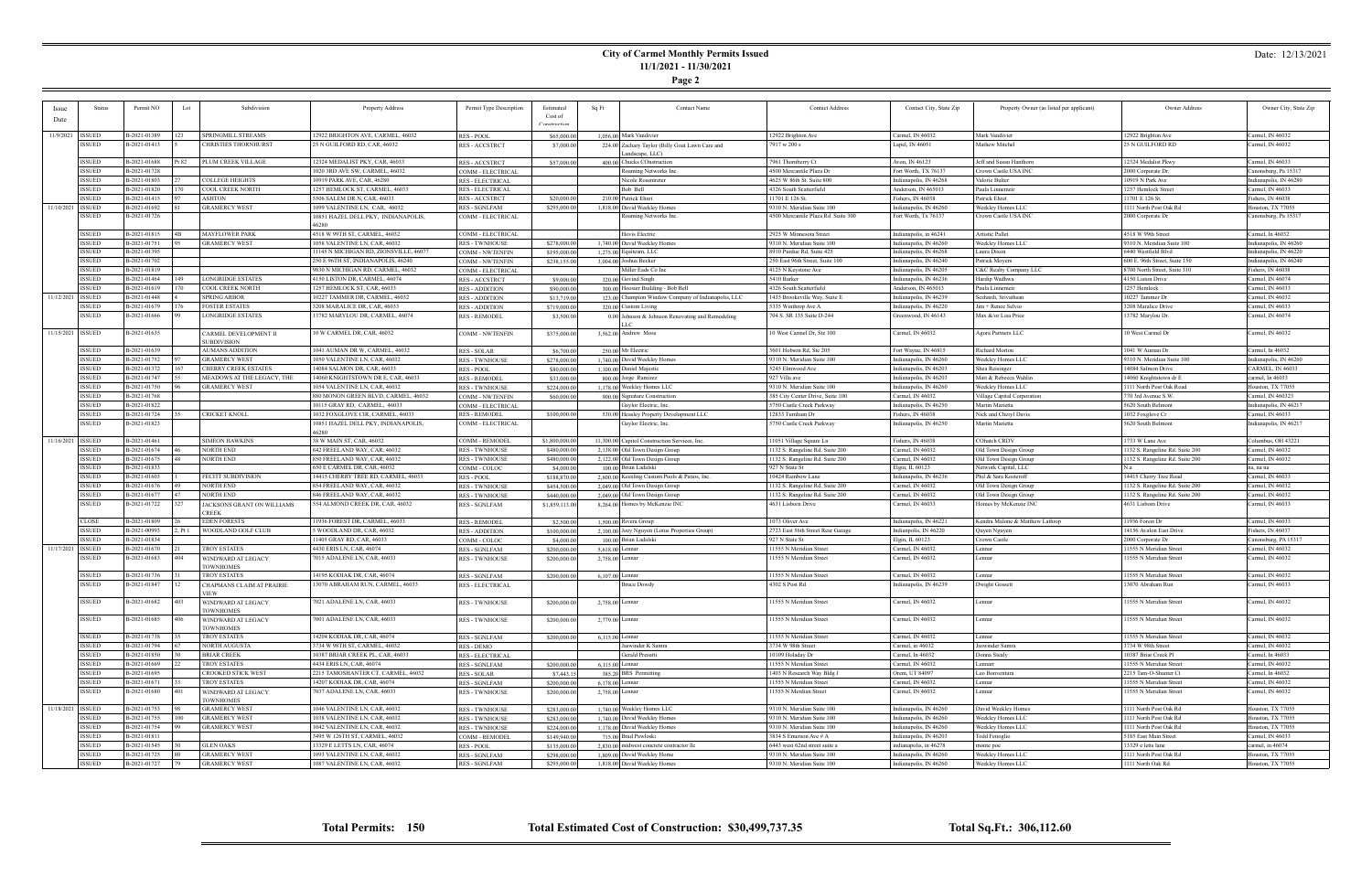# City of Carmel Monthly Permits Issued

## 11/1/2021 - 11/30/2021

Date: 12/13/2021

| Issue Date | Status | Permit NO | Lot | Subdivision | Property Address | Permit Type Description | Estimated Cost of Construction | Sq Ft | Contact Name | Contact Address | Contact City, State Zip | Property Owner (as listed per applicant) | Owner Address | Owner City, State Zip |
|---|---|---|---|---|---|---|---|---|---|---|---|---|---|---|
| 11/9/2021 | ISSUED | B-2021-01389 | 123 | SPRINGMILL STREAMS | 12922 BRIGHTON AVE, CARMEL, 46032 | RES - POOL | $65,000.00 | 1,056.00 | Mark Vandivier | 12922 Brighton Ave | Carmel, IN 46032 | Mark Vandivier | 12922 Brighton Ave | Carmel, IN 46032 |
| | ISSUED | B-2021-01413 | 5 | CHRISTIES THORNHURST | 25 N GUILFORD RD, CAR, 46032 | RES - ACCSTRCT | $7,000.00 | 224.00 | Zachary Taylor (Billy Goat Lawn Care and Landscape, LLC) | 7917 w 200 s | Lapel, IN 46051 | Mathew Mitchel | 25 N GUILFORD RD | Carmel, IN 46032 |
| | ISSUED | B-2021-01688 | Pt 82 | PLUM CREEK VILLAGE | 12324 MEDALIST PKY, CAR, 46033 | RES - ACCSTRCT | $57,000.00 | 400.00 | Chucks COnstruction | 7961 Thornberry Ct | Avon, IN 46123 | Jeff and Susan Hanthorn | 12324 Medalist Pkwy | Carmel, IN 46033 |
| | ISSUED | B-2021-01728 | | | 1020 3RD AVE SW, CARMEL, 46032 | COMM - ELECTRICAL | | | Roaming Networks Inc. | 4500 Mercantile Plaza Dr | Fort Worth, TX 76137 | Crown Castle USA INC | 2000 Corporate Dr. | Canonsburg, Pa 15317 |
| | ISSUED | B-2021-01803 | 27 | COLLEGE HEIGHTS | 10919 PARK AVE, CAR, 46280 | RES - ELECTRICAL | | | Nicole Rosentreter | 4625 W 86th St. Suite 800 | Indianapolis, IN 46268 | Valerie Baltzer | 10919 N Park Ave | Indianapolis, IN 46280 |
| | ISSUED | B-2021-01820 | 170 | COOL CREEK NORTH | 1257 HEMLOCK ST, CARMEL, 46033 | RES - ELECTRICAL | | | Bob Bell | 4326 South Scatterfield | Anderson, IN 465013 | Paula Linnemeir | 1257 Hemlock Street | Carmel, IN 46033 |
| | ISSUED | B-2021-01415 | 97 | ASHTON | 5506 SALEM DR N, CAR, 46033 | RES - ACCSTRCT | $20,000.00 | 210.00 | Patrick Ehret | 11701 E 126 St. | Fishers, IN 46038 | Patrick Ehret | 11701 E 126 St. | Fishers, IN 46038 |
| 11/10/2021 | ISSUED | B-2021-01692 | 81 | GRAMERCY WEST | 1099 VALENTINE LN, CAR, 46032 | RES - SGNLFAM | $295,000.00 | 1,818.00 | David Weekley Homes | 9310 N. Meridian Suite 100 | Indianapolis, IN 46260 | Weekley Homes LLC | 1111 North Post Oak Rd | Houston, TX 77055 |
| | ISSUED | B-2021-01726 | | | 10851 HAZEL DELL PKY, INDIANAPOLIS, 46280 | COMM - ELECTRICAL | | | Roaming Networks Inc. | 4500 Mercantile Plaza Rd Suite 300 | Fort Worth, Tx 76137 | Crown Castle USA INC | 2000 Corporate Dr | Canonsburg, Pa 15317 |
| | ISSUED | B-2021-01815 | 48 | MAYFLOWER PARK | 4518 W 99TH ST, CARMEL, 46032 | COMM - ELECTRICAL | | | Hovis Electric | 2925 W Minnesota Street | Indianapolis, in 46241 | Artistic Pallet | 4518 W 99th Street | Carmel, In 46032 |
| | ISSUED | B-2021-01751 | 95 | GRAMERCY WEST | 1058 VALENTINE LN, CAR, 46032 | RES - TWNHOUSE | $278,000.00 | 1,740.00 | David Weekley Homes | 9310 N. Meridian Suite 100 | Indianapolis, IN 46260 | Weekley Homes LLC | 9310 N. Meridian Suite 100 | Indianapolis, IN 46260 |
| | ISSUED | B-2021-01395 | | | 11145 N MICHIGAN RD, ZIONSVILLE, 46077 | COMM - NWTENFIN | $195,000.00 | 1,275.00 | Equiteam, LLC | 8910 Purdue Rd, Suite 425 | Indianapolis, IN 46268 | Laura Dixon | 6640 Westfield Blvd | Indianapolis, IN 46220 |
| | ISSUED | B-2021-01702 | | | 250 E 96TH ST, INDIANAPOLIS, 46240 | COMM - NWTENFIN | $238,155.00 | 3,004.00 | Joshua Becker | 250 East 96th Street, Suite 100 | Indianapolis, IN 46240 | Patrick Moyers | 600 E. 96th Street, Suite 150 | Indianapolis, IN 46240 |
| | ISSUED | B-2021-01819 | | | 9830 N MICHIGAN RD, CARMEL, 46032 | COMM - ELECTRICAL | | | Miller Eads Co Inc | 4125 N Keystone Ave | Indianapolis, IN 46205 | C&C Realty Company LLC | 8700 North Street, Suite 310 | Fishers, IN 46038 |
| | ISSUED | B-2021-01464 | 149 | LONGRIDGE ESTATES | 4150 LISTON DR, CARMEL, 46074 | RES - ACCSTRCT | $9,000.00 | 320.00 | Govind Singh | 5410 Barker | Indianapolis, IN 46236 | Hardip Wadhwa | 4150 Luton Drive | Carmel, IN 46074 |
| | ISSUED | B-2021-01619 | 170 | COOL CREEK NORTH | 1257 HEMLOCK ST, CAR, 46033 | RES - ADDITION | $90,000.00 | 300.00 | Hoosier Building - Bob Bell | 4326 South Scatterfield | Anderson, IN 465013 | Paula Linnemeir | 1257 Hemlock | Carmel, IN 46033 |
| 11/12/2021 | ISSUED | B-2021-01448 | 4 | SPRING ARBOR | 10227 TAMMER DR, CARMEL, 46032 | RES - ADDITION | $13,719.00 | 123.00 | Champion Window Company of Indianapolis, LLC | 1435 Brookeville Way, Suite E | Indianapolis, IN 46239 | Seshardi, Srivatham | 10227 Tammer Dr | Carmel, IN 46032 |
| | ISSUED | B-2021-01679 | 176 | FOSTER ESTATES | 3208 MARALICE DR, CAR, 46033 | RES - ADDITION | $719,000.00 | 320.00 | Custom Living | 5335 Winthrop Ave A | Indianapolis, IN 46220 | Jim + Renee Salvio | 3208 Maralice Drive | Carmel, IN 46033 |
| | ISSUED | B-2021-01666 | 99 | LONGRIDGE ESTATES | 13782 MARYLOU DR, CARMEL, 46074 | RES - REMODEL | $3,500.00 | 0.00 | Johnson & Johnson Renovating and Remodeling LLC | 704 S. SR 135 Suite D-244 | Greenwood, IN 46143 | Max &/or Lisa Price | 13782 Marylou Dr. | Carmel, IN 46074 |
| 11/15/2021 | ISSUED | B-2021-01635 | | CARMEL DEVELOPMENT II SUBDIVISION | 10 W CARMEL DR, CAR, 46032 | COMM - NWTENFIN | $375,000.00 | 3,562.00 | Andrew Moss | 10 West Carmel Dr, Ste 100 | Carmel, IN 46032 | Agora Partners LLC | 10 West Carmel Dr | Carmel, IN 46032 |
| | ISSUED | B-2021-01639 | | AUMANS ADDITION | 1041 AUMAN DR W, CARMEL, 46032 | RES - SOLAR | $6,700.00 | 250.00 | Mr Electric | 3601 Hobson Rd, Ste 205 | Fort Wayne, IN 46815 | Richard Morton | 1041 W Auman Dr | Carmel, In 46032 |
| | ISSUED | B-2021-01752 | 97 | GRAMERCY WEST | 1050 VALENTINE LN, CAR, 46032 | RES - TWNHOUSE | $278,000.00 | 1,740.00 | David Weekley Homes | 9310 N. Meridian Suite 100 | Indianapolis, IN 46260 | Weekley Homes LLC | 9310 N. Meridian Suite 100 | Indianapolis, IN 46260 |
| | ISSUED | B-2021-01372 | 167 | CHERRY CREEK ESTATES | 14084 SALMON DR, CAR, 46033 | RES - POOL | $80,000.00 | 1,100.00 | Daniel Majestic | 5245 Elmwood Ave | Indianapolis, IN 46203 | Shea Reisinger | 14084 Salmon Drive | CARMEL, IN 46033 |
| | ISSUED | B-2021-01747 | 35 | MEADOWS AT THE LEGACY, THE | 14060 KNIGHTSTOWN DR E, CAR, 46033 | RES - REMODEL | $33,000.00 | 800.00 | Jorge Ramirez | 927 Villa ave | Indianapolis, IN 46203 | Matt & Rebecca Wahlin | 14060 Knightstown dr E | carmel, in 46033 |
| | ISSUED | B-2021-01750 | 96 | GRAMERCY WEST | 1054 VALENTINE LN, CAR, 46032 | RES - TWNHOUSE | $224,000.00 | 1,178.00 | Weekley Homes LLC | 9310 N. Meridian Suite 100 | Indianapolis, IN 46260 | Weekley Homes LLC | 1111 North Post Oak Road | Houston, TX 77055 |
| | ISSUED | B-2021-01768 | | | 880 MONON GREEN BLVD, CARMEL, 46032 | COMM - NWTENFIN | $60,000.00 | 900.00 | Signature Construction | 385 City Center Drive, Suite 100 | Carmel, IN 46032 | Village Capital Corporation | 770 3rd Avenue S.W. | Carmel, IN 46032 |
| | ISSUED | B-2021-01822 | | | 10115 GRAY RD, CARMEL, 46033 | COMM - ELECTRICAL | | | Gaylor Electric, Inc. | 5750 Castle Creek Parkway | Indianapolis, IN 46250 | Martin Marietta | 5620 South Belmont | Indianapolis, IN 46217 |
| | ISSUED | B-2021-01724 | 35 | CRICKET KNOLL | 1032 FOXGLOVE CIR, CARMEL, 46033 | RES - REMODEL | $100,000.00 | 530.00 | Beasley Property Development LLC | 12833 Turnham Dr | Fishers, IN 46038 | Nick and Cheryl Davis | 1032 Foxglove Cr | Carmel, IN 46033 |
| | ISSUED | B-2021-01823 | | | 10851 HAZEL DELL PKY, INDIANAPOLIS, 46280 | COMM - ELECTRICAL | | | Gaylor Electric, Inc. | 5750 Castle Creek Parkway | Indianapolis, IN 46250 | Martin Marietta | 5620 South Belmont | Indianapolis, IN 46217 |
| 11/16/2021 | ISSUED | B-2021-01461 | | SIMEON HAWKINS | 38 W MAIN ST, CAR, 46032 | COMM - REMODEL | $1,800,000.00 | 11,300.00 | Capitol Construction Services, Inc. | 11051 Village Square Ln | Fishers, IN 46038 | COhatch CRDV | 1733 W Lane Ave | Columbus, OH 43221 |
| | ISSUED | B-2021-01674 | 46 | NORTH END | 842 FREELAND WAY, CAR, 46032 | RES - TWNHOUSE | $480,000.00 | 2,138.00 | Old Town Design Group | 1132 S. Rangeline Rd. Suite 200 | Carmel, IN 46032 | Old Town Design Group | 1132 S. Rangeline Rd. Suite 200 | Carmel, IN 46032 |
| | ISSUED | B-2021-01675 | 48 | NORTH END | 850 FREELAND WAY, CAR, 46032 | RES - TWNHOUSE | $480,000.00 | 2,122.00 | Old Town Design Group | 1132 S. Rangeline Rd. Suite 200 | Carmel, IN 46032 | Old Town Design Group | 1132 S. Rangeline Rd. Suite 200 | Carmel, IN 46032 |
| | ISSUED | B-2021-01833 | | | 650 E CARMEL DR, CAR, 46032 | COMM - COLOC | $4,000.00 | 100.00 | Brian Ludulski | 927 N State St | Elgin, IL 60123 | Network Capital, LLC | N.a | na, na na |
| | ISSUED | B-2021-01603 | 1 | FECITT SUBDIVISION | 14415 CHERRY TREE RD, CARMEL, 46033 | RES - POOL | $188,870.00 | 2,600.00 | Keesling Custom Pools & Patios, Inc. | 10424 Rainbow Lane | Indianapolis, IN 46236 | Phil & Sara Kosteroff | 14415 Cherry Tree Road | Carmel, IN 46033 |
| | ISSUED | B-2021-01676 | 49 | NORTH END | 854 FREELAND WAY, CAR, 46032 | RES - TWNHOUSE | $454,500.00 | 2,040.00 | Old Town Design Group | 1132 S. Rangeline Rd. Suite 200 | Carmel, IN 46032 | Old Town Design Group | 1132 S. Rangeline Rd. Suite 200 | Carmel, IN 46032 |
| | ISSUED | B-2021-01677 | 47 | NORTH END | 846 FREELAND WAY, CAR, 46032 | RES - TWNHOUSE | $440,000.00 | 2,049.00 | Old Town Design Group | 1132 S. Rangeline Rd. Suite 200 | Carmel, IN 46032 | Old Town Design Group | 1132 S. Rangeline Rd. Suite 200 | Carmel, IN 46032 |
| | ISSUED | B-2021-01722 | 327 | JACKSONS GRANT ON WILLIAMS CREEK | 554 ALMOND CREEK DR, CAR, 46032 | RES - SGNLFAM | $1,859,113.00 | 8,264.00 | Homes by McKenzie INC | 4631 Lisborn Drive | Carmel, IN 46033 | Homes by McKenzie INC | 4631 Lisborn Drive | Carmel, IN 46033 |
| | CLOSE | B-2021-01809 | 26 | EDEN FORESTS | 11936 FOREST DR, CARMEL, 46033 | RES - REMODEL | $2,500.00 | 1,500.00 | Rivera Group | 1073 Oliver Ave | Indianapolis, IN 46221 | Kendra Malone & Matthew Lathrop | 11936 Forest Dr | Carmel, IN 46033 |
| | ISSUED | B-2021-00993 | 2, Pt 1 | WOODLAND GOLF CLUB | 5 WOODLAND DR, CAR, 46032 | RES - ADDITION | $100,000.00 | 2,100.00 | Joey Nguyen (Lotus Properties Group) | 2723 East 56th Street Rear Garage | Indianapolis, IN 46220 | Quyen Nguyen | 14156 Avalon East Drive | Fishers, IN 46037 |
| | ISSUED | B-2021-01834 | | | 11405 GRAY RD, CAR, 46033 | COMM - COLOC | $4,000.00 | 100.00 | Brian Ludulski | 927 N State St | Elgin, IL 60123 | Crown Castle | 2000 Corporate Dr | Canonsburg, PA 15317 |
| 11/17/2021 | ISSUED | B-2021-01670 | 21 | TROY ESTATES | 4430 ERIS LN, CAR, 46074 | RES - SGNLFAM | $200,000.00 | 5,618.00 | Lennar | 11555 N Meridian Street | Carmel, IN 46032 | Lennar | 11555 N Meridian Street | Carmel, IN 46032 |
| | ISSUED | B-2021-01683 | 404 | WINDWARD AT LEGACY TOWNHOMES | 7015 ADALENE LN, CAR, 46033 | RES - TWNHOUSE | $200,000.00 | 2,758.00 | Lennar | 11555 N Meridian Street | Carmel, IN 46032 | Lennar | 11555 N Meridian Street | Carmel, IN 46032 |
| | ISSUED | B-2021-01736 | 31 | TROY ESTATES | 14195 KODIAK DR, CAR, 46074 | RES - SGNLFAM | $200,000.00 | 6,107.00 | Lennar | 11555 N Meridian Street | Carmel, IN 46032 | Lennar | 11555 N Meridian Street | Carmel, IN 46032 |
| | ISSUED | B-2021-01847 | 12 | CHAPMANS CLAIM AT PRAIRIE VIEW | 13070 ABRAHAM RUN, CARMEL, 46033 | RES - ELECTRICAL | | | Bruce Dowdy | 4302 S Post Rd | Indianapolis, IN 46239 | Dwight Gossett | 13070 Abraham Run | Carmel, IN 46033 |
| | ISSUED | B-2021-01682 | 403 | WINDWARD AT LEGACY TOWNHOMES | 7021 ADALENE LN, CAR, 46033 | RES - TWNHOUSE | $200,000.00 | 2,758.00 | Lennar | 11555 N Meridian Street | Carmel, IN 46032 | Lennar | 11555 N Meridian Street | Carmel, IN 46032 |
| | ISSUED | B-2021-01685 | 406 | WINDWARD AT LEGACY TOWNHOMES | 7001 ADALENE LN, CAR, 46033 | RES - TWNHOUSE | $200,000.00 | 2,779.00 | Lennar | 11555 N Meridian Street | Carmel, IN 46032 | Lennar | 11555 N Meridian Street | Carmel, IN 46032 |
| | ISSUED | B-2021-01738 | 35 | TROY ESTATES | 14204 KODIAK DR, CAR, 46074 | RES - SGNLFAM | $200,000.00 | 6,115.00 | Lennar | 11555 N Meridian Street | Carmel, IN 46032 | Lennar | 11555 N Meridian Street | Carmel, IN 46032 |
| | ISSUED | B-2021-01794 | 67 | NORTH AUGUSTA | 3734 W 98TH ST, CARMEL, 46032 | RES - DEMO | | | Jaswinder K Samra | 3734 W 98th Street | Carmel, in 46032 | Jaswinder Samra | 3734 W 98th Street | Carmel, IN 46032 |
| | ISSUED | B-2021-01850 | 30 | BRIAR CREEK | 10387 BRIAR CREEK PL, CAR, 46033 | RES - ELECTRICAL | | | Gerald Presutti | 10109 Holaday Dr | Carmel, In 46032 | Donna Sealy | 10387 Briar Creek Pl | Carmel, In 46033 |
| | ISSUED | B-2021-01669 | 22 | TROY ESTATES | 4434 ERIS LN, CAR, 46074 | RES - SGNLFAM | $200,000.00 | 6,115.00 | Lennar | 11555 N Meridian Street | Carmel, IN 46032 | Lennar | 11555 N Meridian Street | Carmel, IN 46032 |
| | ISSUED | B-2021-01695 | | CROOKED STICK WEST | 2215 TAMOSHANTER CT, CARMEL, 46032 | RES - SOLAR | $7,443.15 | 385.20 | BRS Permitting | 1403 N Research Way Bldg J | Orem, UT 84097 | Leo Bonventum | 2215 Tam-O-Shanter Ct | Carmel, In 46032 |
| | ISSUED | B-2021-01671 | 33 | TROY ESTATES | 14207 KODIAK DR, CAR, 46074 | RES - SGNLFAM | $200,000.00 | 6,178.00 | Lennar | 11555 N Meridian Street | Carmel, IN 46032 | Lennar | 11555 N Meridian Street | Carmel, IN 46032 |
| | ISSUED | B-2021-01680 | 401 | WINDWARD AT LEGACY TOWNHOMES | 7037 ADALENE LN, CAR, 46033 | RES - TWNHOUSE | $200,000.00 | 2,758.00 | Lennar | 11555 N Meridian Street | Carmel, IN 46032 | Lennar | 11555 N Meridian Street | Carmel, IN 46032 |
| 11/18/2021 | ISSUED | B-2021-01753 | 98 | GRAMERCY WEST | 1046 VALENTINE LN, CAR, 46032 | RES - TWNHOUSE | $283,000.00 | 1,740.00 | Weekley Homes LLC | 9310 N. Meridian Suite 100 | Indianapolis, IN 46260 | David Weekley Homes | 1111 North Post Oak Rd | Houston, TX 77055 |
| | ISSUED | B-2021-01755 | 100 | GRAMERCY WEST | 1038 VALENTINE LN, CAR, 46032 | RES - TWNHOUSE | $283,000.00 | 1,740.00 | David Weekley Homes | 9310 N. Meridian Suite 100 | Indianapolis, IN 46260 | Weekley Homes LLC | 1111 North Post Oak Rd | Houston, TX 77055 |
| | ISSUED | B-2021-01754 | 99 | GRAMERCY WEST | 1042 VALENTINE LN, CAR, 46032 | RES - TWNHOUSE | $224,000.00 | 1,178.00 | David Weekley Homes | 9310 N. Meridian Suite 100 | Indianapolis, IN 46260 | Weekley Homes LLC | 1111 North Post Oak Rd | Houston, TX 77055 |
| | ISSUED | B-2021-01811 | | | 3495 W 126TH ST, CARMEL, 46032 | COMM - REMODEL | $149,940.00 | 715.00 | Brad Pawloski | 3834 S Emerson Ave # A | Indianapolis, IN 46203 | Todd Fenoglio | 5185 East Main Street | Carmel, IN 46033 |
| | ISSUED | B-2021-01345 | 30 | GLEN OAKS | 13329 E LETTS LN, CAR, 46074 | RES - POOL | $135,000.00 | 2,830.00 | midwest concrete contractor llc | 6445 west 62nd street suite a | indianapolis, in 46278 | monte poe | 13329 e letts lane | carmel, in 46074 |
| | ISSUED | B-2021-01725 | 80 | GRAMERCY WEST | 1093 VALENTINE LN, CAR, 46032 | RES - SGNLFAM | $298,000.00 | 1,809.00 | David Weekley Homes | 9310 N. Meridian Suite 100 | Indianapolis, IN 46260 | Weekley Homes LLC | 1111 North Post Oak Rd | Houston, TX 77055 |
| | ISSUED | B-2021-01727 | 79 | GRAMERCY WEST | 1087 VALENTINE LN, CAR, 46032 | RES - SGNLFAM | $295,000.00 | 1,818.00 | David Weekley Homes | 9310 N. Meridian Suite 100 | Indianapolis, IN 46260 | Weekley Homes LLC | 1111 North Rd | Houston, TX 77055 |

**Total Permits: 150** **Total Estimated Cost of Construction: $30,499,737.35** **Total Sq.Ft.: 306,112.60**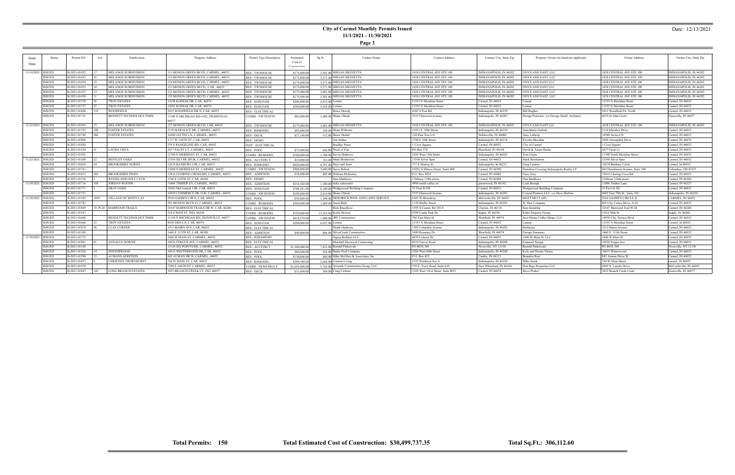# City of Carmel Monthly Permits Issued

## 11/1/2021 - 11/30/2021

Date: 12/13/2021

| Issue Date | Status | Permit NO | Lot | Subdivision | Property Address | Permit Type Description | Estimated Cost of Construction | Sq Ft | Contact Name | Contact Address | Contact City, State Zip | Property Owner (as listed per applicant) | Owner Address | Owner City, State Zip |
|---|---|---|---|---|---|---|---|---|---|---|---|---|---|---|
| 11/19/2021 | ISSUED | B-2021-01432 | 17 | MELANGE SUBDIVISION | 111 MONON GREEN BLVD, CARMEL, 46032 | RES - TWNHOUSE | $175,000.00 | 3,301.00 | MEGAN MEZZETTA | 1828 CENTRAL AVE STE 100 | INDIANAPOLIS, IN 46202 | ONYX AND EAST, LLC | 1828 CENTRAL AVE STE 100 | INDIANAPOLIS, IN 46202 |
| | ISSUED | B-2021-01433 | 16 | MELANGE SUBDIVISION | 115 MONON GREEN BLVD, CARMEL, 46032 | RES - TWNHOUSE | $175,000.00 | 3,271.00 | MEGAN MEZZETTA | 1828 CENTRAL AVE STE 100 | INDIANAPOLIS, IN 46202 | ONYX AND EAST, LLC | 1828 CENTRAL AVE STE 100 | INDIANAPOLIS, IN 46202 |
| | ISSUED | B-2021-01434 | 15 | MELANGE SUBDIVISION | 119 MONON GREEN BLVD, CARMEL, 46032 | RES - TWNHOUSE | $175,000.00 | 3,271.00 | MEGAN MEZZETTA | 1828 CENTRAL AVE STE 100 | INDIANAPOLIS, IN 46202 | ONYX AND EAST LLC | 1828 CENTRAL AVE STE 100 | INDIANAPOLIS, IN 46202 |
| | ISSUED | B-2021-01435 | 14 | MELANGE SUBDIVISION | 123 MONON GREEN BLVD, CAR, 46032 | RES - TWNHOUSE | $175,000.00 | 3,271.00 | MEGAN MEZZETTA | 1828 CENTRAL AVE STE 100 | INDIANAPOLIS, IN 46202 | ONYX AND EAST LLC | 1828 CENTRAL AVE STE 100 | INDIANAPOLIS, IN 46202 |
| | ISSUED | B-2021-01437 | 12 | MELANGE SUBDIVISION | 131 MONON GREEN BLVD, CARMEL, 46032 | RES - TWNHOUSE | $175,000.00 | 3,001.00 | MEGAN MEZZETTA | 1828 CENTRAL AVE STE 100 | INDIANAPOLIS, IN 46202 | ONYX AND EAST, LLC | 1828 CENTRAL AVE STE 100 | INDIANAPOLIS, IN 46202 |
| | ISSUED | B-2021-01438 | 11 | MELANGE SUBDIVISION | 135 MONON GREEN BLVD, CARMEL, 46032 | RES - TWNHOUSE | $175,000.00 | 3,301.00 | MEGAN MEZZETTA | 1828 CENTRAL AVE STE 100 | INDIANAPOLIS, IN 46202 | ONYX AND EAST, LLC | 1828 CENTRAL AVE STE 100 | INDIANAPOLIS, IN 46202 |
| | ISSUED | B-2021-01739 | 36 | TROY ESTATES | 14198 KODIAK DR, CAR, 46074 | RES - SGNLFAM | $200,000.00 | 5,632.00 | Lennar | 11555 N Meridian Street | Carmel, IN 46032 | Lennar | 11555 N Meridian Street | Carmel, IN 46032 |
| | ISSUED | B-2021-01737 | 32 | TROY ESTATES | 14201 KODIAK DR, CAR, 46074 | RES - SGNLFAM | $200,000.00 | 5,618.00 | Lennar | 11555 N Meridian Street | Carmel, IN 46032 | Lennar | 11555 N Meridian Street | Carmel, IN 46032 |
| | ISSUED | B-2021-01848 | 135 | WOODFIELD | 5415 WOODFIELD DR N, CAR, 46033 | RES - ELECTRICAL | | | Bruce Dowdy | 4302 S Post Rd | Indianapolis, IN 46239 | Bill Hughes | 5415 Woodfield Dr. North | Carmel, IN 46033 |
| | ISSUED | B-2021-01732 | | BENNETT TECHNOLOGY PARK | 11100 N MICHIGAN RD #102, ZIONSVILLE, 46077 | COMM - NWTENFIN | $82,000.00 | 1,000.00 | Shane Olnick | 5235 Elmwood Avenue | Indianapolis, IN 46203 | Design Point Inc. c/o George Small, Architect | 4676 St John Circle | Zionsville, IN 46077 |
| 11/22/2021 | ISSUED | B-2021-01436 | 13 | MELANGE SUBDIVISION | 127 MONON GREEN BLVD, CAR, 46032 | RES - TWNHOUSE | $175,000.00 | 3,001.00 | MEGAN MEZZETTA | 1828 CENTRAL AVE STE 100 | INDIANAPOLIS, IN 46202 | ONYX AND EAST LLC | 1828 CENTRAL AVE STE 100 | INDIANAPOLIS, IN 46202 |
| | ISSUED | B-2021-01735 | 180 | FOSTER ESTATES | 3118 MARALICE DR, CARMEL, 46033 | RES - REMODEL | $92,000.00 | 250.00 | Shani Williams | 11951 E. 30th Street | Indianapolis, IN 46229 | Ann-Marie Gotlieb | 3118 Maralice Drive | Carmel, IN 46033 |
| | ISSUED | B-2021-01748 | 286 | FOSTER ESTATES | 14589 JAYTEE LN, CARMEL, 46033 | RES - DECK | $27,188.00 | 512.00 | Bruce Deibel | 120 Pine Tree LN | Noblesville, IN 46060 | Amy Lathrop | 14589 Jaytee LN | Carmel, IN 46033 |
| | ISSUED | B-2021-01808 | | | 1717 W 136TH ST, CAR, 46032 | RES - DEMO | | | Jim Arthur | 5780 E 25th Street | Indianapolis, IN 46218 | Krystin Sheridan | 2484 Alexandria Drive | Carmel, IN 46074 |
| | ISSUED | B-2021-01858 | | | 578 S RANGELINE RD, CAR, 46032 | INST - ELECTRICAL | | | Bradley Pease | 1 Civic Square | Carmel, IN 46032 | City of Carmel | 1 Civic Square | Carmel, IN 46032 |
| | ISSUED | B-2021-01530 | 41 | LAURA VISTA | 2677 FAUST CT, CARMEL, 46033 | RES - POOL | $72,000.00 | 656.00 | Pools of Fun | PO Box 576 | Plainfield, IN 46168 | David & Tenna Hasler | 2677 Faust Ct. | Carmel, IN 46033 |
| | ISSUED | B-2021-01593 | | | 11700 N MERIDIAN ST, CAR, 46032 | COMM - REMODEL | $300,000.00 | 1,700.00 | Kevin Mathews | 1850 West 15th Street | Indianapolis, IN 46202 | Tom Green | 11700 North Meridian Street | Carmel, IN 46032 |
| 11/23/2021 | ISSUED | B-2021-01368 | 22 | BENTLEY OAKS | 13556 SILVER SPUR, CARMEL, 46032 | RES - ACCSTRCT | $10,000.00 | 152.00 | Mark Brotherton | 13556 Silver Spur | Carmel, IN 46032 | Mark Brotherton | 13556 Silver Spur | Carmel, IN 46032 |
| | ISSUED | B-2021-01656 | 34 | BROOKSHIRE NORTH | 12674 BANBURY CIR, CAR, 46033 | RES - REMODEL | $420,000.00 | 4,791.00 | Hays and Sons | 757 E Murray St | Indianapolis, In 46227 | Greg Cannon | 12674 Banbury Circle | Carmel, In 46033 |
| | ISSUED | B-2021-01781 | | | 13000 N MERIDIAN ST, CARMEL, 46032 | COMM - NWTENFIN | $500,000.00 | 3,600.00 | Steve Bolton | 10201 N Illinois Street, Suite 400 | Carmel, IN 46290 | Hamilton Crossing Indianapolis Realty LP | 445 Hutchinson Avenue, Suite 290 | Columbus, OH 43235 |
| | ISSUED | B-2021-01831 | 202 | BROOKSHIRE PINES | 12816 CHARING CROSS RD, CARMEL, 46033 | RES - ADDITION | $34,000.00 | 495.00 | William McKinley | P.O. Box 3024 | Carmel, IN 46082 | Gary Gray | 12816 Charing Cross Rd. | Carmel, IN 46033 |
| | ISSUED | B-2021-01334 | 2 | WOODLAND GOLF CLUB | 1760 E 110TH ST, CAR, 46280 | RES - DEMO | | | Dan Matthews | 1760east 110th street | Carmel, IN 46280 | Dan Matthews | 1760east 110th street | Carmel, IN 46280 |
| 11/24/2021 | ISSUED | B-2021-01716 | 108 | JORDAN WOODS | 11006 TIMBER LN, CARMEL, 46032 | RES - ADDITION | $218,302.00 | 1,100.00 | mike schuessler | 4984 smith valley rd | greenwood, IN 46142 | Leah Brough | 11006 Timber Lane | Carmel, IN 46227 |
| | ISSUED | B-2021-01771 | 1 | GRAY OAKS | 14283 McCormick CIR, CAR, 46033 | RES - SGNLFAM | $786,241.00 | 6,140.00 | Wedgewood Building Company | 32 First St NE | Carmel, IN 46032 | Wedgewood Building Company | 32 First St NE | Carmel, IN 46032 |
| | ISSUED | B-2021-01731 | | | 10439 COMMERCE DR #140, CARMEL, 46032 | COMM - NWTENFIN | $109,000.00 | 2,614.00 | Shane Olnick | 5235 Elmwood Avenue | Indianapolis, IN 46203 | Coastal Partners LLC, c/o Dave Shelton | 6602 East 75th St., Suite 102 | Indianapolis, IN 46250 |
| 11/29/2021 | ISSUED | B-2021-01383 | 1020 | VILLAGE OF WESTCLAY | 2918 GADSEN CIR N, CAR, 46032 | RES - POOL | $50,000.00 | 1,390.00 | HENDRICK POOL AND LAWN SERVICE | 6383 W Broadway | McCordsville, IN 46055 | MATT MCCLAIN | 2918 GADSEN CIRCLE N | CARMEL, IN 46032 |
| | ISSUED | B-2021-01782 | | | 591 MONON BLVD #2, CARMEL, 46032 | COMM - REMODEL | $200,000.00 | 1,069.00 | Jason Burk | 1139 Shelby Street | Indianapolis, IN 46203 | JC Hart Company | 805 City Center Drive, #120 | Carmel, IN 46032 |
| | ISSUED | B-2021-01869 | 19, Pt 20 | MARWOOD TRAILS | 10147 MARWOOD TRAILS DR W, CAR, 46280 | RES - ELECTRICAL | | | Rick Breedlove | 3393 S County Rd 101 E | Clayton, IN 46118 | Sara Sandefur | 10147 Marwood Trail W Dr | Carmel, IN 46280 |
| | ISSUED | B-2021-01547 | | | 310 E 96TH ST, IND, 46240 | COMM - REMODEL | $750,000.00 | 13,555.00 | Kathy Brewer | 8709 Castle Park Dr | Indpls, IN 46256 | Kittle Property Group | 310 E 96th St | Indpls, IN 46240 |
| | ISSUED | B-2021-01606 | | BENNETT TECHNOLOGY PARK | 11150 N MICHIGAN RD, ZIONSVILLE, 46077 | COMM - NWTENFIN | $418,279.00 | 1,900.00 | JRF Construction | 705 East Main St. | Westfield, IN 46074 | Java House Coffee Shops, LLC | 14930 Clay Terrace Blvd. | Carmel, IN 46032 |
| | ISSUED | B-2021-01668 | 25 | TROY ESTATES | 4438 ERIS LN, CAR, 46074 | RES - SGNLFAM | $200,000.00 | 6,032.00 | Lennar | 11555 N Meridian Street | Carmel, IN 46032 | Lennar | 11555 N Meridian Street | Carmel, In 46032 |
| | ISSUED | B-2021-01879 | 56 | CLAY CORNER | 1513 MAIRN AVE, CAR, 46032 | RES - ELECTRICAL | | | Heath Outdoors | 1302 Columbia Avenue | Indianapolis, IN 46202 | Robinson | 1513 Mairn Avenue | Carmel, IN 46032 |
| | ISSUED | B-2021-01349 | | | 1460 E 111TH ST, CAR, 46280 | RES - ADDITION | $40,000.00 | 806.00 | SilverCreek Construction | 1440 Rosemary Dr | Westfield, IN 46074 | George Sommers | 1460 E. 111th Street | Carmel, IN 46032 |
| 11/30/2021 | ISSUED | B-2021-01772 | | | 1840 W MAIN ST, CARMEL, 46032 | RES - RESAMEND | | | Sigma Builders LLC | 4630 Lisborn Dr. | Carmel, IN 46033 | 1840 W Main St. LLC | 1840 W Main St | Carmel, IN 46033 |
| | ISSUED | B-2021-01881 | 41 | ANNALLY DOWNS | 10526 FERGUS AVE, CARMEL, 46032 | RES - ELECTRICAL | | | Marshall Electrical Contracting | 6016 Garver Road | Indianapolis, IN 46208 | Emanuel Sangar | 10526 Fergus Ave | Carmel, IN 46032 |
| | ISSUED | B-2021-01168 | | | 13120 SIX POINTS RD, CARMEL, 46032 | RES - ACCSTRCT | $1,500,000.00 | 7,833.00 | Ronald Pinkowski | PO BOX 389 | Niverville, NY 12130 | Ronald Pinkowski | PO BOX 389 | Niverville, NY 12130 |
| | ISSUED | B-2021-01526 | 14 | WINTERWOOD | 10633 WINTERWOOD DR, CAR, 46032 | RES - POOL | $80,000.00 | 924.00 | Burke Pool Company | 5204 West 84th Street | Indianapolis, IN 46268 | Kyle and Sloane Vittoe | 10633 Winterwood | Carmel, IN 46032 |
| | ISSUED | B-2021-01594 | 15 | AUMANS ADDITION | 842 AUMAN DR W, CARMEL, 46032 | RES - POOL | $130,000.00 | 840.00 | Mike McGhee & Associates, Inc | P.O. Box 425 | Camby, IN 46113 | Brandon Rust | 842 Auman Drive W | Carmel, IN 46032 |
| | ISSUED | B-2021-01837 | 6 | CHRISTIES THORNHURST | 764 W MAIN ST, CAR, 46032 | RES - REMODEL | $299,340.00 | 2,664.00 | Custom Living | 5335 Winthrop Ave A | Indianapolis, IN 46220 | Mike Surak | 764 W Main Street | carmel, IN 46032 |
| | ISSUED | B-2021-01479 | | | 7299 E 146TH ST, CARMEL, 46033 | COMM - NEWSTRUCT | $1,655,900.00 | 5,762.00 | Versatile Construction Group, LLC | 570 E. Tracy Road, Suite 610 | New Whiteland, IN 46184 | Don Rigo Properties LLC | 6945 N. Laredo Drive | McCordsville, IN 46055 |
| | ISSUED | B-2021-01687 | 143 | LONG BRANCH ESTATES | 3852 BRANCH CREEK CT, ZIO, 46077 | RES - DECK | $31,000.00 | 300.00 | Craig Carlson | 2345 West 141st Street, Suite BYL | Carmel, IN 46074 | Steve Prokai | 3852 Branch Creek Court | Zionsville, IN 46077 |

**Total Permits: 150** **Total Estimated Cost of Construction: $30,499,737.35** **Total Sq.Ft.: 306,112.60**